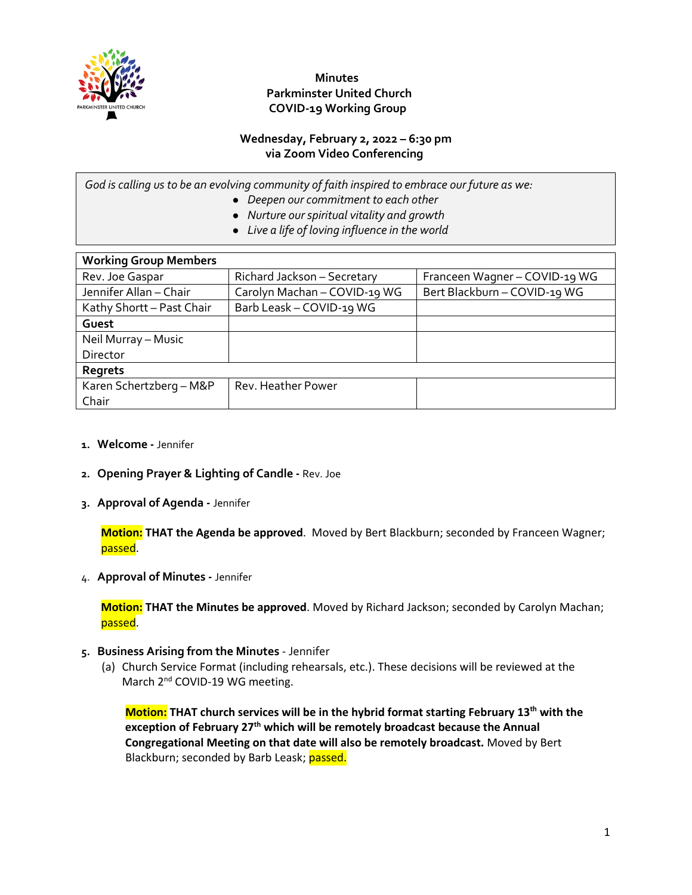**Minutes**
**Parkminster United Church**
**COVID-19 Working Group**

**Wednesday, February 2, 2022 – 6:30 pm**
**via Zoom Video Conferencing**

*God is calling us to be an evolving community of faith inspired to embrace our future as we:*

- *Deepen our commitment to each other*
- *Nurture our spiritual vitality and growth*
- *Live a life of loving influence in the world*

| **Working Group Members** | | |
|---|---|---|
| Rev. Joe Gaspar | Richard Jackson – Secretary | Franceen Wagner – COVID-19 WG |
| Jennifer Allan – Chair | Carolyn Machan – COVID-19 WG | Bert Blackburn – COVID-19 WG |
| Kathy Shortt – Past Chair | Barb Leask – COVID-19 WG | |
| **Guest** | | |
| Neil Murray – Music Director | | |
| **Regrets** | | |
| Karen Schertzberg – M&P Chair | Rev. Heather Power | |

1. **Welcome -** Jennifer

2. **Opening Prayer & Lighting of Candle -** Rev. Joe

3. **Approval of Agenda -** Jennifer

   **Motion: THAT the Agenda be approved**. Moved by Bert Blackburn; seconded by Franceen Wagner; passed.

4. **Approval of Minutes -** Jennifer

   **Motion: THAT the Minutes be approved**. Moved by Richard Jackson; seconded by Carolyn Machan; passed.

5. **Business Arising from the Minutes** - Jennifer

   (a) Church Service Format (including rehearsals, etc.). These decisions will be reviewed at the March 2nd COVID-19 WG meeting.

   **Motion: THAT church services will be in the hybrid format starting February 13th with the exception of February 27th which will be remotely broadcast because the Annual Congregational Meeting on that date will also be remotely broadcast.** Moved by Bert Blackburn; seconded by Barb Leask; passed.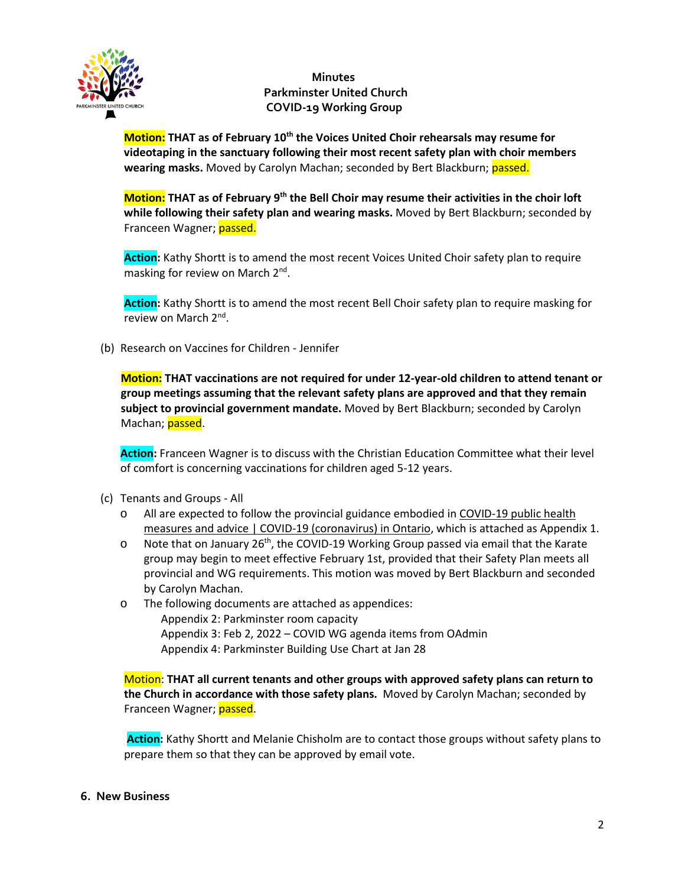**Minutes**
**Parkminster United Church**
**COVID-19 Working Group**

**Motion: THAT as of February 10th the Voices United Choir rehearsals may resume for videotaping in the sanctuary following their most recent safety plan with choir members wearing masks.** Moved by Carolyn Machan; seconded by Bert Blackburn; passed.

**Motion: THAT as of February 9th the Bell Choir may resume their activities in the choir loft while following their safety plan and wearing masks.** Moved by Bert Blackburn; seconded by Franceen Wagner; passed.

**Action:** Kathy Shortt is to amend the most recent Voices United Choir safety plan to require masking for review on March 2nd.

**Action:** Kathy Shortt is to amend the most recent Bell Choir safety plan to require masking for review on March 2nd.

(b) Research on Vaccines for Children - Jennifer

**Motion: THAT vaccinations are not required for under 12-year-old children to attend tenant or group meetings assuming that the relevant safety plans are approved and that they remain subject to provincial government mandate.** Moved by Bert Blackburn; seconded by Carolyn Machan; passed.

**Action:** Franceen Wagner is to discuss with the Christian Education Committee what their level of comfort is concerning vaccinations for children aged 5-12 years.

(c) Tenants and Groups - All

- All are expected to follow the provincial guidance embodied in COVID-19 public health measures and advice | COVID-19 (coronavirus) in Ontario, which is attached as Appendix 1.
- Note that on January 26th, the COVID-19 Working Group passed via email that the Karate group may begin to meet effective February 1st, provided that their Safety Plan meets all provincial and WG requirements. This motion was moved by Bert Blackburn and seconded by Carolyn Machan.
- The following documents are attached as appendices:
  - Appendix 2: Parkminster room capacity
  - Appendix 3: Feb 2, 2022 – COVID WG agenda items from OAdmin
  - Appendix 4: Parkminster Building Use Chart at Jan 28

Motion: **THAT all current tenants and other groups with approved safety plans can return to the Church in accordance with those safety plans.** Moved by Carolyn Machan; seconded by Franceen Wagner; passed.

**Action:** Kathy Shortt and Melanie Chisholm are to contact those groups without safety plans to prepare them so that they can be approved by email vote.

## 6. New Business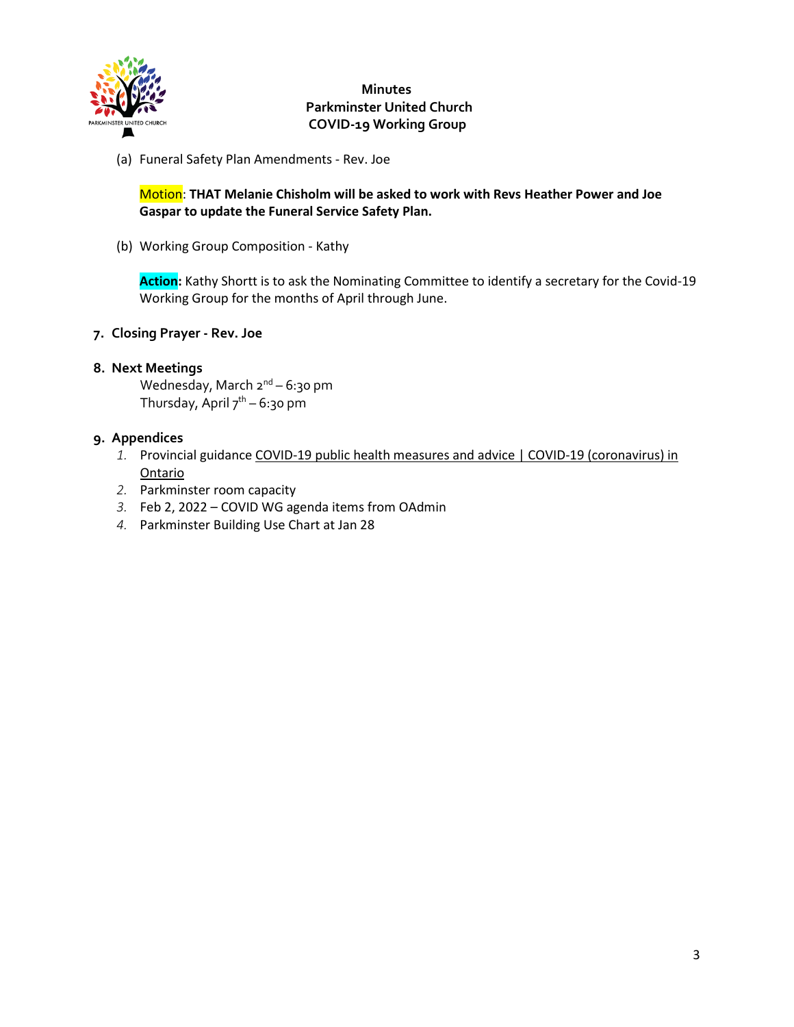**Minutes**
**Parkminster United Church**
**COVID-19 Working Group**

(a) Funeral Safety Plan Amendments - Rev. Joe

Motion: **THAT Melanie Chisholm will be asked to work with Revs Heather Power and Joe Gaspar to update the Funeral Service Safety Plan.**

(b) Working Group Composition - Kathy

**Action:** Kathy Shortt is to ask the Nominating Committee to identify a secretary for the Covid-19 Working Group for the months of April through June.

**7. Closing Prayer - Rev. Joe**

**8. Next Meetings**

Wednesday, March 2nd – 6:30 pm
Thursday, April 7th – 6:30 pm

**9. Appendices**

1. Provincial guidance COVID-19 public health measures and advice | COVID-19 (coronavirus) in Ontario
2. Parkminster room capacity
3. Feb 2, 2022 – COVID WG agenda items from OAdmin
4. Parkminster Building Use Chart at Jan 28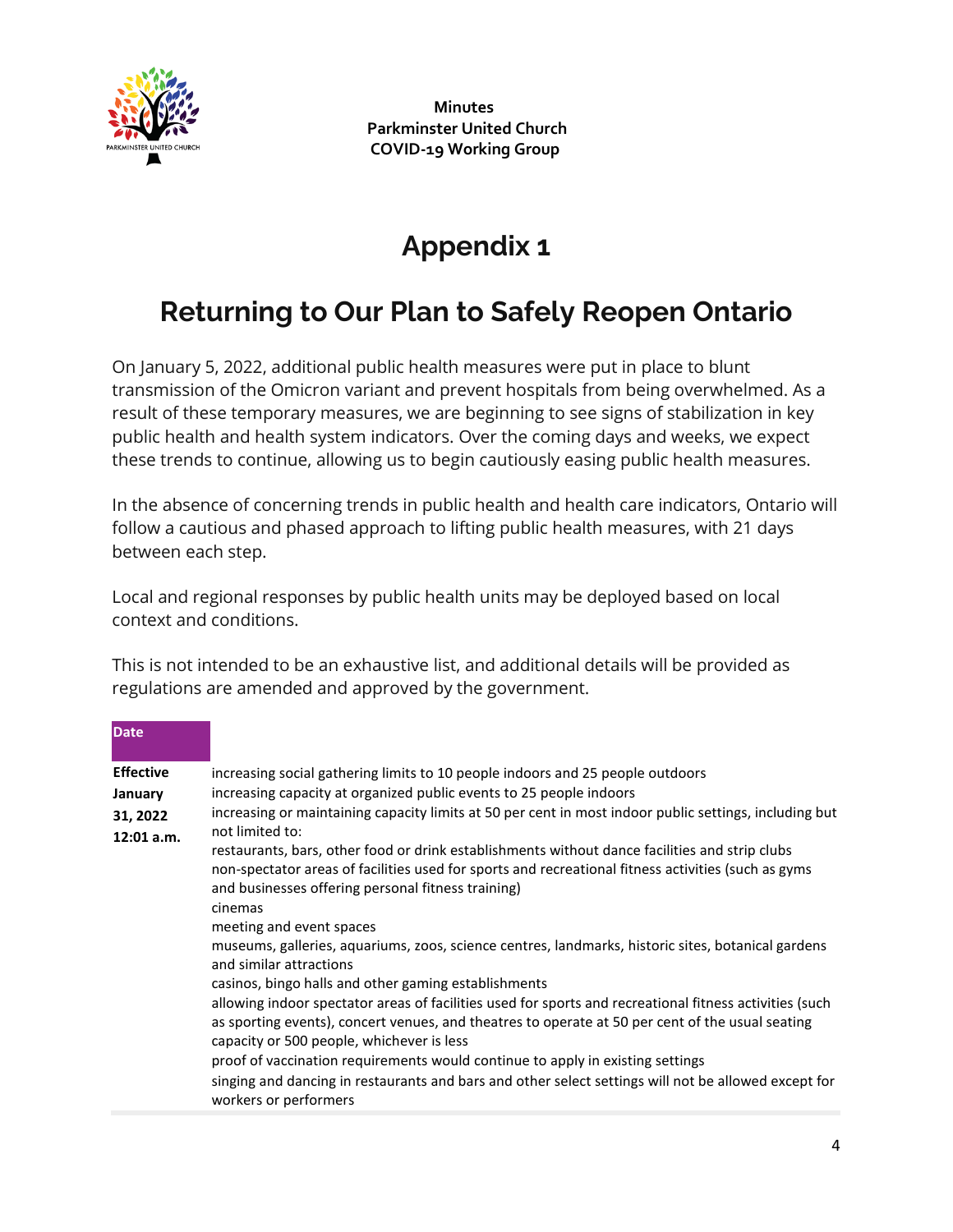# Appendix 1

## Returning to Our Plan to Safely Reopen Ontario

On January 5, 2022, additional public health measures were put in place to blunt transmission of the Omicron variant and prevent hospitals from being overwhelmed. As a result of these temporary measures, we are beginning to see signs of stabilization in key public health and health system indicators. Over the coming days and weeks, we expect these trends to continue, allowing us to begin cautiously easing public health measures.

In the absence of concerning trends in public health and health care indicators, Ontario will follow a cautious and phased approach to lifting public health measures, with 21 days between each step.

Local and regional responses by public health units may be deployed based on local context and conditions.

This is not intended to be an exhaustive list, and additional details will be provided as regulations are amended and approved by the government.

| Date | |
|---|---|
| **Effective January 31, 2022 12:01 a.m.** | increasing social gathering limits to 10 people indoors and 25 people outdoors<br>increasing capacity at organized public events to 25 people indoors<br>increasing or maintaining capacity limits at 50 per cent in most indoor public settings, including but not limited to:<br>restaurants, bars, other food or drink establishments without dance facilities and strip clubs<br>non-spectator areas of facilities used for sports and recreational fitness activities (such as gyms and businesses offering personal fitness training)<br>cinemas<br>meeting and event spaces<br>museums, galleries, aquariums, zoos, science centres, landmarks, historic sites, botanical gardens and similar attractions<br>casinos, bingo halls and other gaming establishments<br>allowing indoor spectator areas of facilities used for sports and recreational fitness activities (such as sporting events), concert venues, and theatres to operate at 50 per cent of the usual seating capacity or 500 people, whichever is less<br>proof of vaccination requirements would continue to apply in existing settings<br>singing and dancing in restaurants and bars and other select settings will not be allowed except for workers or performers |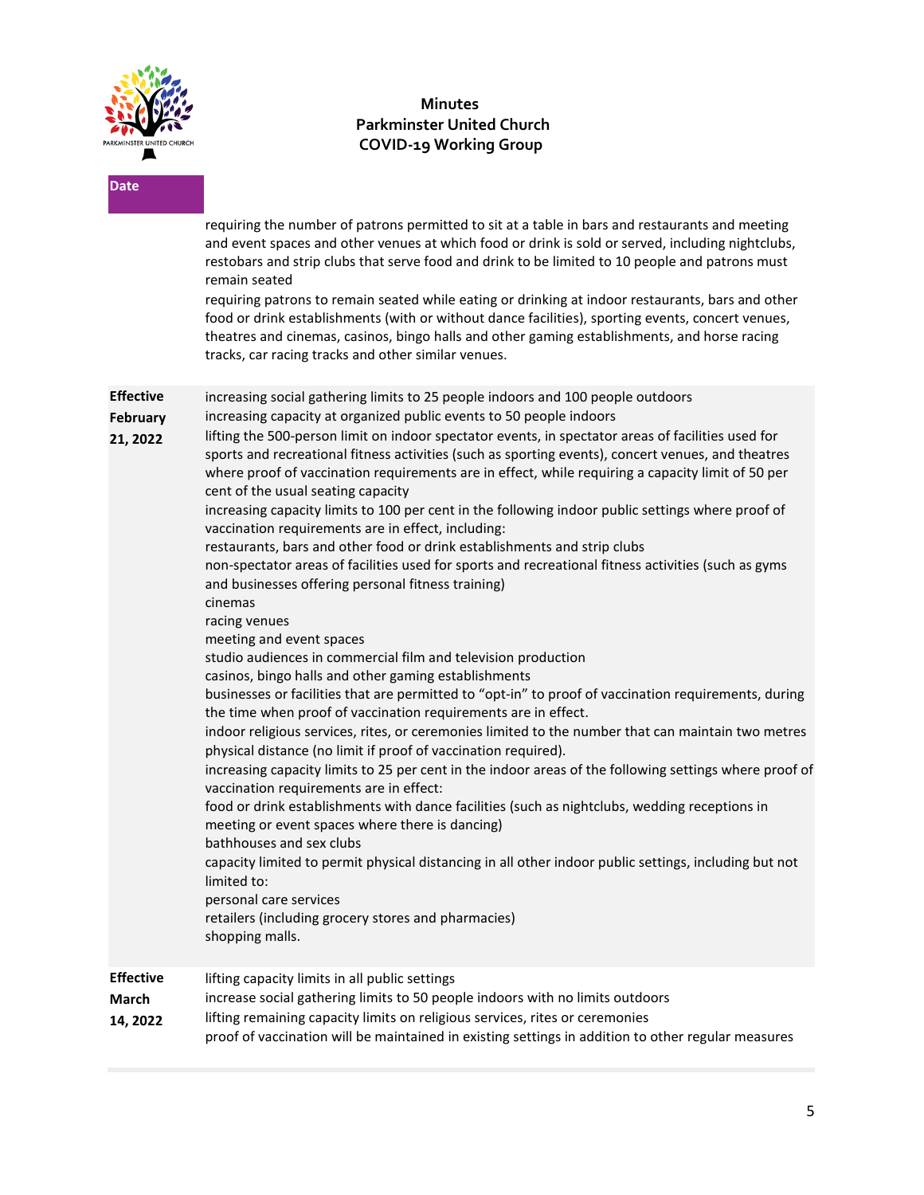**Minutes**
**Parkminster United Church**
**COVID-19 Working Group**

| Date | |
|---|---|
| | requiring the number of patrons permitted to sit at a table in bars and restaurants and meeting and event spaces and other venues at which food or drink is sold or served, including nightclubs, restobars and strip clubs that serve food and drink to be limited to 10 people and patrons must remain seated<br>requiring patrons to remain seated while eating or drinking at indoor restaurants, bars and other food or drink establishments (with or without dance facilities), sporting events, concert venues, theatres and cinemas, casinos, bingo halls and other gaming establishments, and horse racing tracks, car racing tracks and other similar venues. |
| **Effective February 21, 2022** | increasing social gathering limits to 25 people indoors and 100 people outdoors<br>increasing capacity at organized public events to 50 people indoors<br>lifting the 500-person limit on indoor spectator events, in spectator areas of facilities used for sports and recreational fitness activities (such as sporting events), concert venues, and theatres where proof of vaccination requirements are in effect, while requiring a capacity limit of 50 per cent of the usual seating capacity<br>increasing capacity limits to 100 per cent in the following indoor public settings where proof of vaccination requirements are in effect, including:<br>restaurants, bars and other food or drink establishments and strip clubs<br>non-spectator areas of facilities used for sports and recreational fitness activities (such as gyms and businesses offering personal fitness training)<br>cinemas<br>racing venues<br>meeting and event spaces<br>studio audiences in commercial film and television production<br>casinos, bingo halls and other gaming establishments<br>businesses or facilities that are permitted to "opt-in" to proof of vaccination requirements, during the time when proof of vaccination requirements are in effect.<br>indoor religious services, rites, or ceremonies limited to the number that can maintain two metres physical distance (no limit if proof of vaccination required).<br>increasing capacity limits to 25 per cent in the indoor areas of the following settings where proof of vaccination requirements are in effect:<br>food or drink establishments with dance facilities (such as nightclubs, wedding receptions in meeting or event spaces where there is dancing)<br>bathhouses and sex clubs<br>capacity limited to permit physical distancing in all other indoor public settings, including but not limited to:<br>personal care services<br>retailers (including grocery stores and pharmacies)<br>shopping malls. |
| **Effective March 14, 2022** | lifting capacity limits in all public settings<br>increase social gathering limits to 50 people indoors with no limits outdoors<br>lifting remaining capacity limits on religious services, rites or ceremonies<br>proof of vaccination will be maintained in existing settings in addition to other regular measures |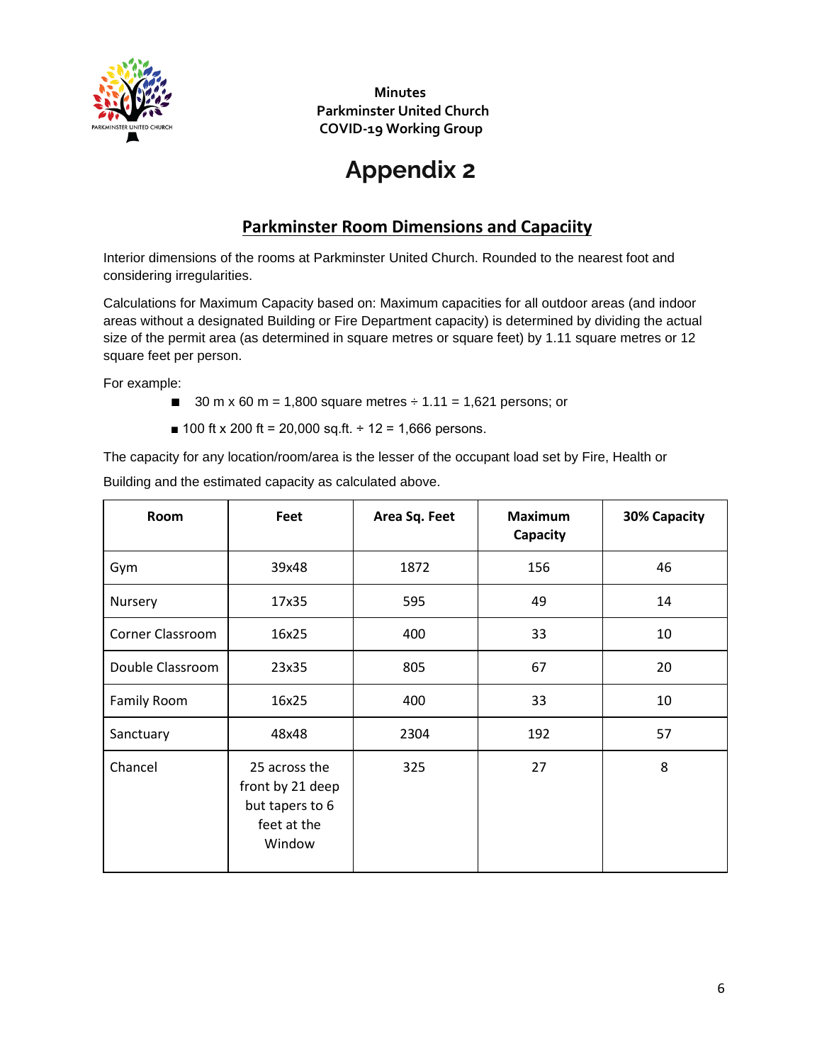**Minutes**
**Parkminster United Church**
**COVID-19 Working Group**

# Appendix 2

## Parkminster Room Dimensions and Capaciity

Interior dimensions of the rooms at Parkminster United Church. Rounded to the nearest foot and considering irregularities.

Calculations for Maximum Capacity based on: Maximum capacities for all outdoor areas (and indoor areas without a designated Building or Fire Department capacity) is determined by dividing the actual size of the permit area (as determined in square metres or square feet) by 1.11 square metres or 12 square feet per person.

For example:

- 30 m x 60 m = 1,800 square metres ÷ 1.11 = 1,621 persons; or
- 100 ft x 200 ft = 20,000 sq.ft. ÷ 12 = 1,666 persons.

The capacity for any location/room/area is the lesser of the occupant load set by Fire, Health or Building and the estimated capacity as calculated above.

| Room | Feet | Area Sq. Feet | Maximum Capacity | 30% Capacity |
|---|---|---|---|---|
| Gym | 39x48 | 1872 | 156 | 46 |
| Nursery | 17x35 | 595 | 49 | 14 |
| Corner Classroom | 16x25 | 400 | 33 | 10 |
| Double Classroom | 23x35 | 805 | 67 | 20 |
| Family Room | 16x25 | 400 | 33 | 10 |
| Sanctuary | 48x48 | 2304 | 192 | 57 |
| Chancel | 25 across the front by 21 deep but tapers to 6 feet at the Window | 325 | 27 | 8 |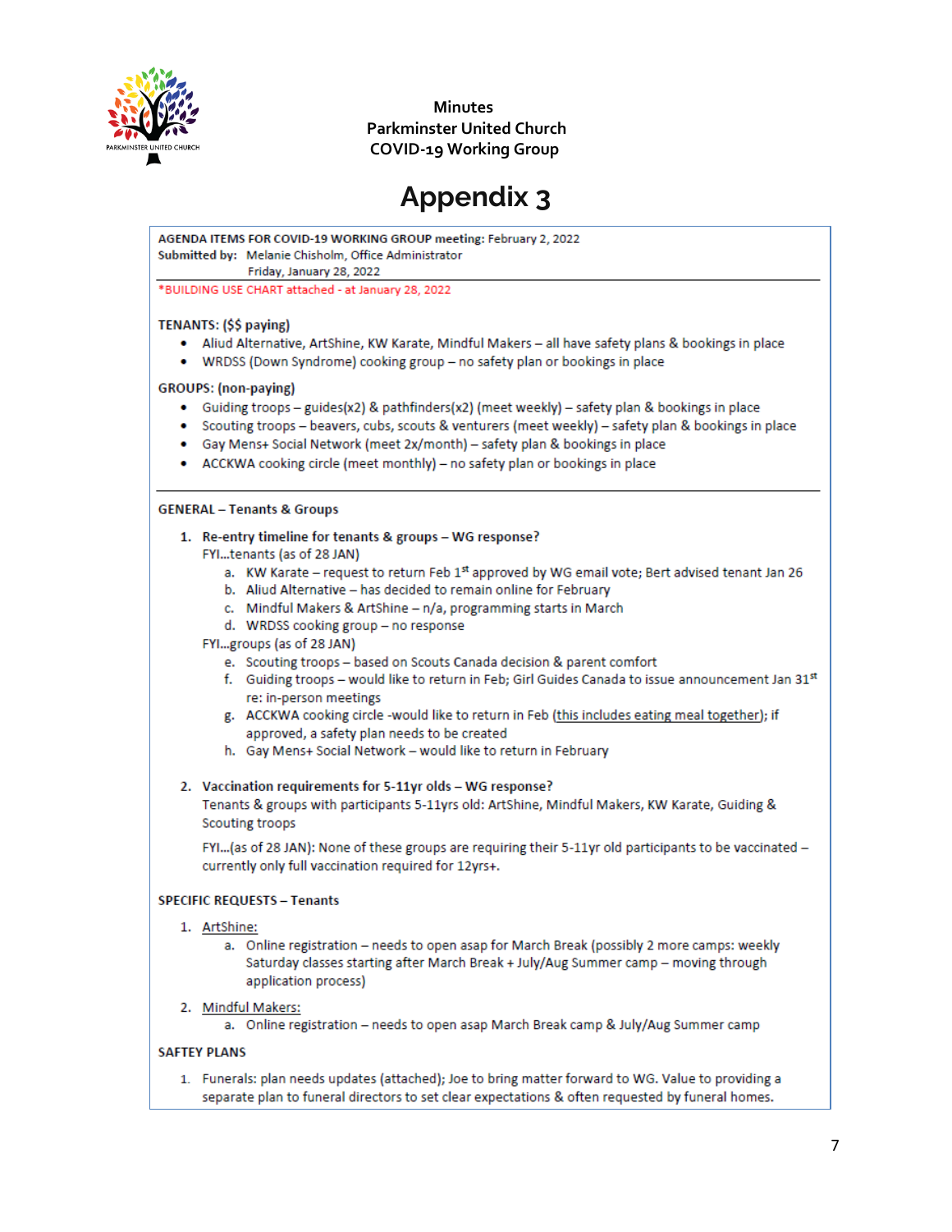Minutes
Parkminster United Church
COVID-19 Working Group

# Appendix 3

**AGENDA ITEMS FOR COVID-19 WORKING GROUP meeting:** February 2, 2022
**Submitted by:** Melanie Chisholm, Office Administrator
Friday, January 28, 2022

*BUILDING USE CHART attached - at January 28, 2022

**TENANTS: ($$ paying)**

- Aliud Alternative, ArtShine, KW Karate, Mindful Makers – all have safety plans & bookings in place
- WRDSS (Down Syndrome) cooking group – no safety plan or bookings in place

**GROUPS: (non-paying)**

- Guiding troops – guides(x2) & pathfinders(x2) (meet weekly) – safety plan & bookings in place
- Scouting troops – beavers, cubs, scouts & venturers (meet weekly) – safety plan & bookings in place
- Gay Mens+ Social Network (meet 2x/month) – safety plan & bookings in place
- ACCKWA cooking circle (meet monthly) – no safety plan or bookings in place

**GENERAL – Tenants & Groups**

1. **Re-entry timeline for tenants & groups – WG response?**
   FYI…tenants (as of 28 JAN)
   a. KW Karate – request to return Feb 1st approved by WG email vote; Bert advised tenant Jan 26
   b. Aliud Alternative – has decided to remain online for February
   c. Mindful Makers & ArtShine – n/a, programming starts in March
   d. WRDSS cooking group – no response

   FYI…groups (as of 28 JAN)
   e. Scouting troops – based on Scouts Canada decision & parent comfort
   f. Guiding troops – would like to return in Feb; Girl Guides Canada to issue announcement Jan 31st re: in-person meetings
   g. ACCKWA cooking circle -would like to return in Feb (this includes eating meal together); if approved, a safety plan needs to be created
   h. Gay Mens+ Social Network – would like to return in February

2. **Vaccination requirements for 5-11yr olds – WG response?**
   Tenants & groups with participants 5-11yrs old: ArtShine, Mindful Makers, KW Karate, Guiding & Scouting troops

   FYI…(as of 28 JAN): None of these groups are requiring their 5-11yr old participants to be vaccinated – currently only full vaccination required for 12yrs+.

**SPECIFIC REQUESTS – Tenants**

1. ArtShine:
   a. Online registration – needs to open asap for March Break (possibly 2 more camps: weekly Saturday classes starting after March Break + July/Aug Summer camp – moving through application process)
2. Mindful Makers:
   a. Online registration – needs to open asap March Break camp & July/Aug Summer camp

**SAFTEY PLANS**

1. Funerals: plan needs updates (attached); Joe to bring matter forward to WG. Value to providing a separate plan to funeral directors to set clear expectations & often requested by funeral homes.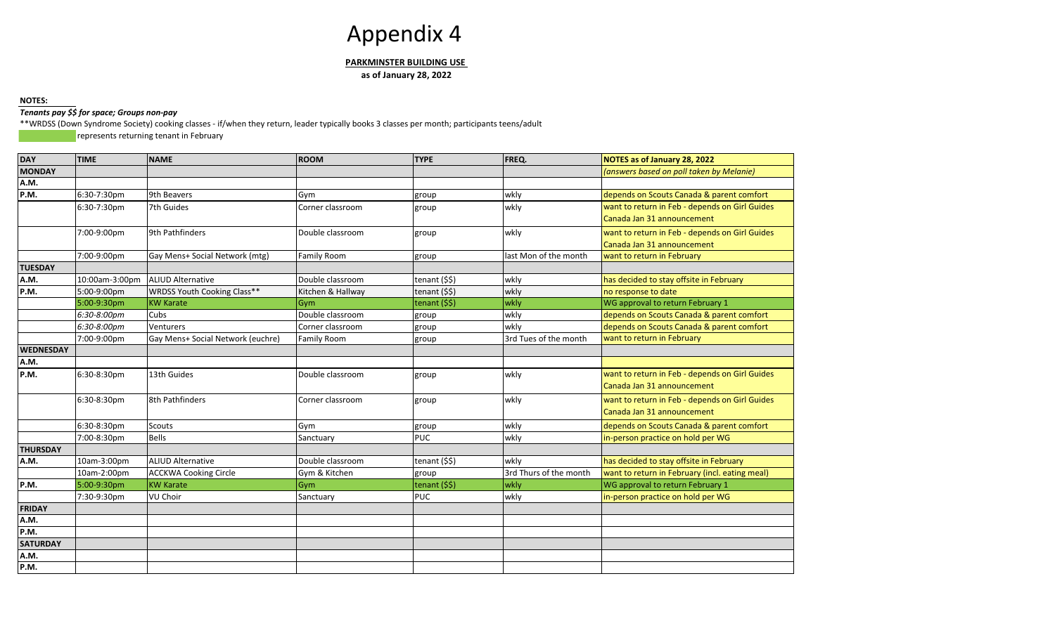# Appendix 4

**PARKMINSTER BUILDING USE**

**as of January 28, 2022**

**NOTES:**

***Tenants pay $$ for space; Groups non-pay***

**WRDSS (Down Syndrome Society) cooking classes - if/when they return, leader typically books 3 classes per month; participants teens/adult

represents returning tenant in February

| DAY | TIME | NAME | ROOM | TYPE | FREQ. | NOTES as of January 28, 2022 |
|---|---|---|---|---|---|---|
| **MONDAY** | | | | | | *(answers based on poll taken by Melanie)* |
| **A.M.** | | | | | | |
| **P.M.** | 6:30-7:30pm | 9th Beavers | Gym | group | wkly | depends on Scouts Canada & parent comfort |
| | 6:30-7:30pm | 7th Guides | Corner classroom | group | wkly | want to return in Feb - depends on Girl Guides Canada Jan 31 announcement |
| | 7:00-9:00pm | 9th Pathfinders | Double classroom | group | wkly | want to return in Feb - depends on Girl Guides Canada Jan 31 announcement |
| | 7:00-9:00pm | Gay Mens+ Social Network (mtg) | Family Room | group | last Mon of the month | want to return in February |
| **TUESDAY** | | | | | | |
| **A.M.** | 10:00am-3:00pm | ALIUD Alternative | Double classroom | tenant ($$) | wkly | has decided to stay offsite in February |
| **P.M.** | 5:00-9:00pm | WRDSS Youth Cooking Class** | Kitchen & Hallway | tenant ($$) | wkly | no response to date |
| | 5:00-9:30pm | KW Karate | Gym | tenant ($$) | wkly | WG approval to return February 1 |
| | *6:30-8:00pm* | Cubs | Double classroom | group | wkly | depends on Scouts Canada & parent comfort |
| | *6:30-8:00pm* | Venturers | Corner classroom | group | wkly | depends on Scouts Canada & parent comfort |
| | 7:00-9:00pm | Gay Mens+ Social Network (euchre) | Family Room | group | 3rd Tues of the month | want to return in February |
| **WEDNESDAY** | | | | | | |
| **A.M.** | | | | | | |
| **P.M.** | 6:30-8:30pm | 13th Guides | Double classroom | group | wkly | want to return in Feb - depends on Girl Guides Canada Jan 31 announcement |
| | 6:30-8:30pm | 8th Pathfinders | Corner classroom | group | wkly | want to return in Feb - depends on Girl Guides Canada Jan 31 announcement |
| | 6:30-8:30pm | Scouts | Gym | group | wkly | depends on Scouts Canada & parent comfort |
| | 7:00-8:30pm | Bells | Sanctuary | PUC | wkly | in-person practice on hold per WG |
| **THURSDAY** | | | | | | |
| **A.M.** | 10am-3:00pm | ALIUD Alternative | Double classroom | tenant ($$) | wkly | has decided to stay offsite in February |
| | 10am-2:00pm | ACCKWA Cooking Circle | Gym & Kitchen | group | 3rd Thurs of the month | want to return in February (incl. eating meal) |
| **P.M.** | 5:00-9:30pm | KW Karate | Gym | tenant ($$) | wkly | WG approval to return February 1 |
| | 7:30-9:30pm | VU Choir | Sanctuary | PUC | wkly | in-person practice on hold per WG |
| **FRIDAY** | | | | | | |
| **A.M.** | | | | | | |
| **P.M.** | | | | | | |
| **SATURDAY** | | | | | | |
| **A.M.** | | | | | | |
| **P.M.** | | | | | | |